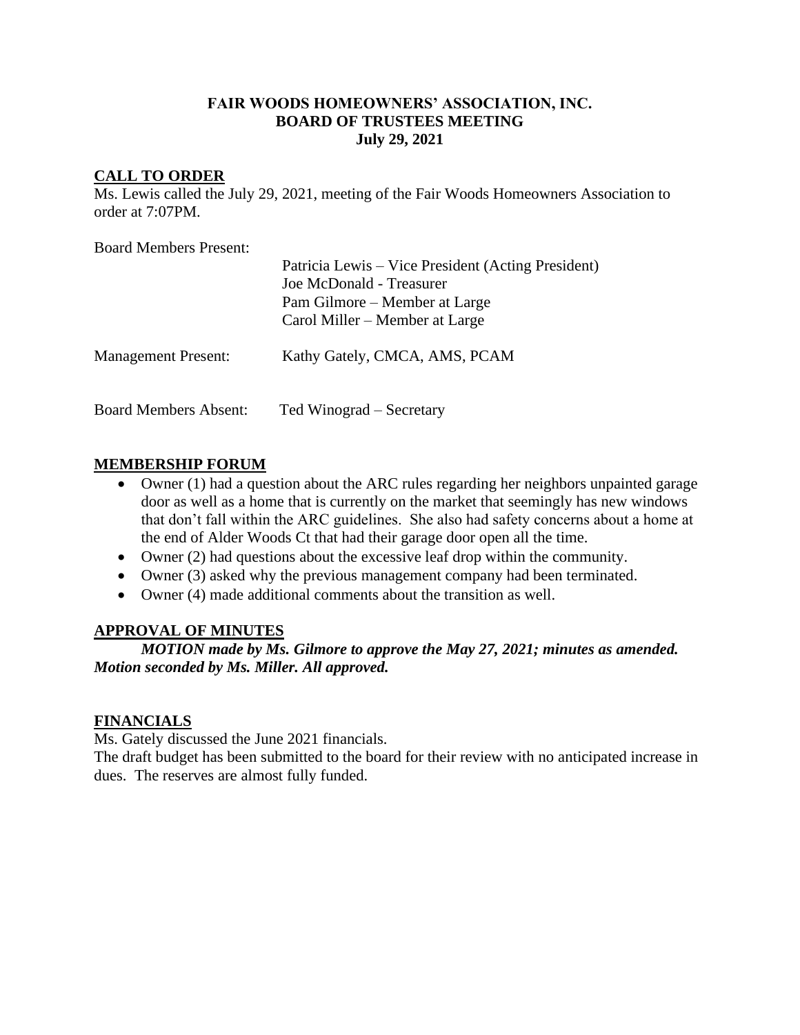# FAIR WOODS HOMEOWNERS' ASSOCIATION, INC.
## BOARD OF TRUSTEES MEETING
### July 29, 2021

## CALL TO ORDER

Ms. Lewis called the July 29, 2021, meeting of the Fair Woods Homeowners Association to order at 7:07PM.

Board Members Present:

- Patricia Lewis – Vice President (Acting President)
- Joe McDonald - Treasurer
- Pam Gilmore – Member at Large
- Carol Miller – Member at Large

Management Present: Kathy Gately, CMCA, AMS, PCAM

Board Members Absent: Ted Winograd – Secretary

## MEMBERSHIP FORUM

- Owner (1) had a question about the ARC rules regarding her neighbors unpainted garage door as well as a home that is currently on the market that seemingly has new windows that don't fall within the ARC guidelines. She also had safety concerns about a home at the end of Alder Woods Ct that had their garage door open all the time.
- Owner (2) had questions about the excessive leaf drop within the community.
- Owner (3) asked why the previous management company had been terminated.
- Owner (4) made additional comments about the transition as well.

## APPROVAL OF MINUTES

***MOTION made by Ms. Gilmore to approve the May 27, 2021; minutes as amended. Motion seconded by Ms. Miller. All approved.***

## FINANCIALS

Ms. Gately discussed the June 2021 financials.

The draft budget has been submitted to the board for their review with no anticipated increase in dues. The reserves are almost fully funded.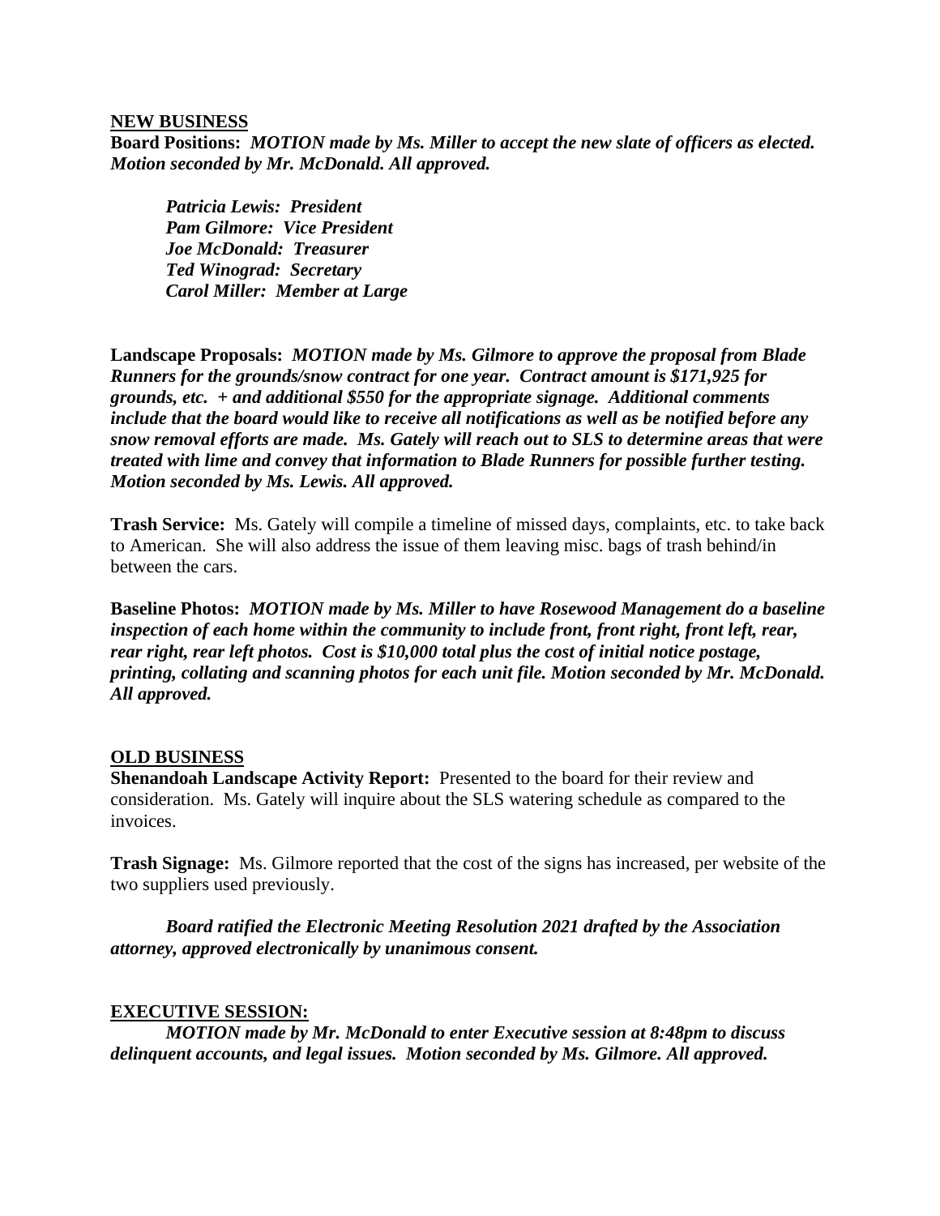**NEW BUSINESS**

**Board Positions:** ***MOTION made by Ms. Miller to accept the new slate of officers as elected. Motion seconded by Mr. McDonald. All approved.***

***Patricia Lewis: President***
***Pam Gilmore: Vice President***
***Joe McDonald: Treasurer***
***Ted Winograd: Secretary***
***Carol Miller: Member at Large***

**Landscape Proposals:** ***MOTION made by Ms. Gilmore to approve the proposal from Blade Runners for the grounds/snow contract for one year. Contract amount is $171,925 for grounds, etc. + and additional $550 for the appropriate signage. Additional comments include that the board would like to receive all notifications as well as be notified before any snow removal efforts are made. Ms. Gately will reach out to SLS to determine areas that were treated with lime and convey that information to Blade Runners for possible further testing. Motion seconded by Ms. Lewis. All approved.***

**Trash Service:** Ms. Gately will compile a timeline of missed days, complaints, etc. to take back to American. She will also address the issue of them leaving misc. bags of trash behind/in between the cars.

**Baseline Photos:** ***MOTION made by Ms. Miller to have Rosewood Management do a baseline inspection of each home within the community to include front, front right, front left, rear, rear right, rear left photos. Cost is $10,000 total plus the cost of initial notice postage, printing, collating and scanning photos for each unit file. Motion seconded by Mr. McDonald. All approved.***

**OLD BUSINESS**

**Shenandoah Landscape Activity Report:** Presented to the board for their review and consideration. Ms. Gately will inquire about the SLS watering schedule as compared to the invoices.

**Trash Signage:** Ms. Gilmore reported that the cost of the signs has increased, per website of the two suppliers used previously.

***Board ratified the Electronic Meeting Resolution 2021 drafted by the Association attorney, approved electronically by unanimous consent.***

**EXECUTIVE SESSION:**

***MOTION made by Mr. McDonald to enter Executive session at 8:48pm to discuss delinquent accounts, and legal issues. Motion seconded by Ms. Gilmore. All approved.***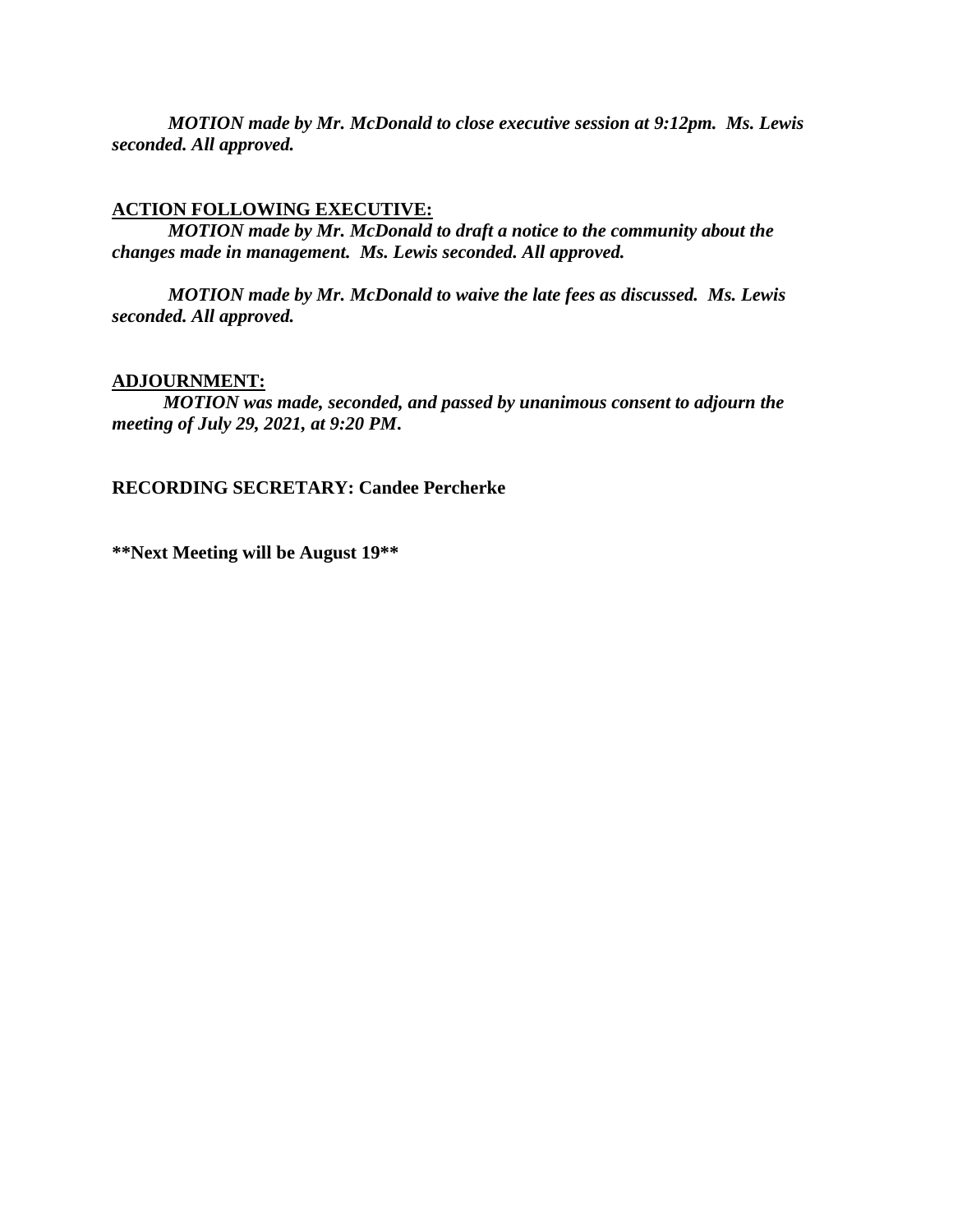***MOTION made by Mr. McDonald to close executive session at 9:12pm. Ms. Lewis seconded. All approved.***

**ACTION FOLLOWING EXECUTIVE:**

***MOTION made by Mr. McDonald to draft a notice to the community about the changes made in management. Ms. Lewis seconded. All approved.***

***MOTION made by Mr. McDonald to waive the late fees as discussed. Ms. Lewis seconded. All approved.***

**ADJOURNMENT:**

***MOTION was made, seconded, and passed by unanimous consent to adjourn the meeting of July 29, 2021, at 9:20 PM.***

**RECORDING SECRETARY: Candee Percherke**

****Next Meeting will be August 19****